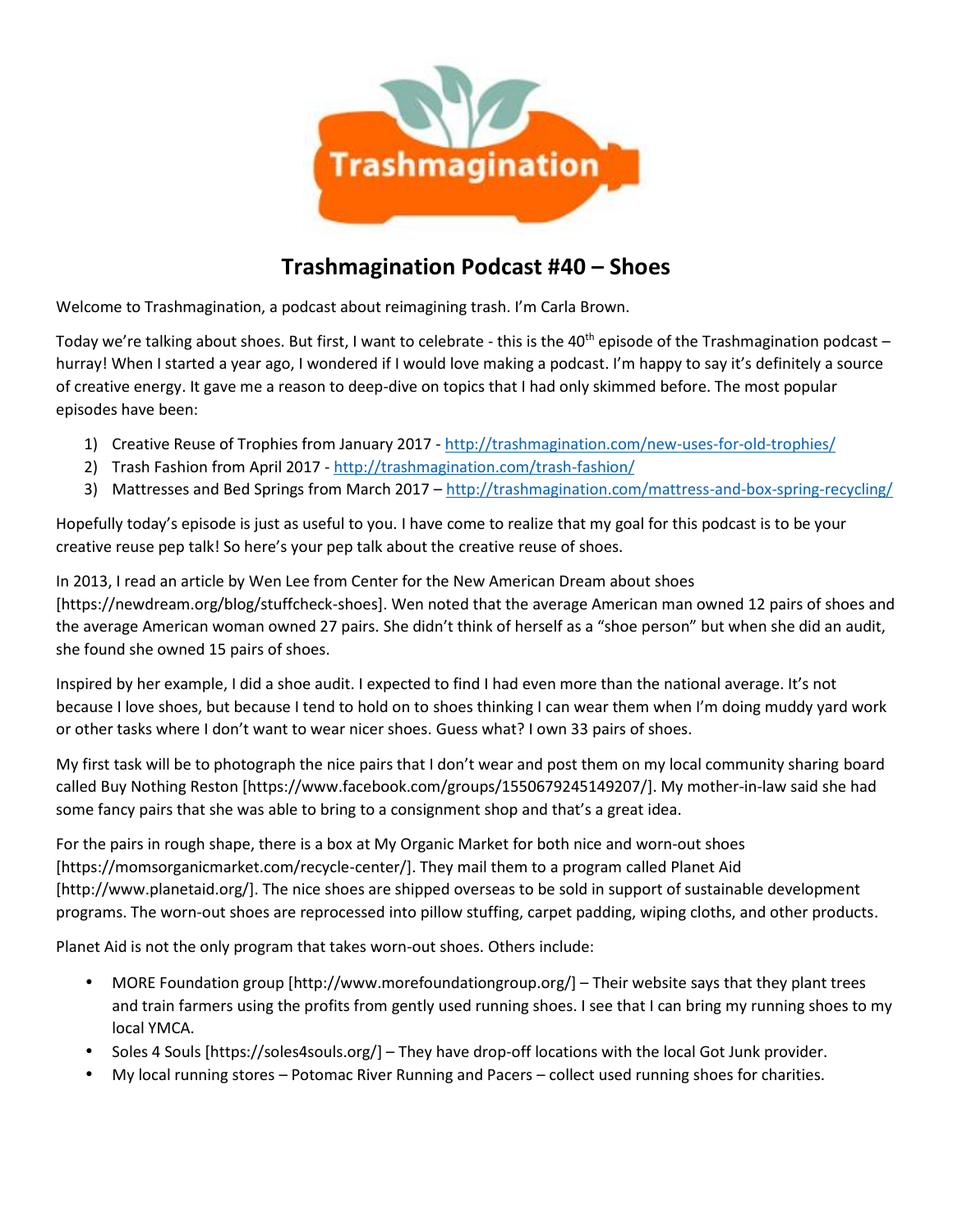# Trashmagination Podcast #40 – Shoes

Welcome to Trashmagination, a podcast about reimagining trash. I'm Carla Brown.

Today we're talking about shoes. But first, I want to celebrate - this is the 40th episode of the Trashmagination podcast – hurray! When I started a year ago, I wondered if I would love making a podcast. I'm happy to say it's definitely a source of creative energy. It gave me a reason to deep-dive on topics that I had only skimmed before. The most popular episodes have been:

1) Creative Reuse of Trophies from January 2017 - http://trashmagination.com/new-uses-for-old-trophies/
2) Trash Fashion from April 2017 - http://trashmagination.com/trash-fashion/
3) Mattresses and Bed Springs from March 2017 – http://trashmagination.com/mattress-and-box-spring-recycling/

Hopefully today's episode is just as useful to you. I have come to realize that my goal for this podcast is to be your creative reuse pep talk! So here's your pep talk about the creative reuse of shoes.

In 2013, I read an article by Wen Lee from Center for the New American Dream about shoes [https://newdream.org/blog/stuffcheck-shoes]. Wen noted that the average American man owned 12 pairs of shoes and the average American woman owned 27 pairs. She didn't think of herself as a "shoe person" but when she did an audit, she found she owned 15 pairs of shoes.

Inspired by her example, I did a shoe audit. I expected to find I had even more than the national average. It's not because I love shoes, but because I tend to hold on to shoes thinking I can wear them when I'm doing muddy yard work or other tasks where I don't want to wear nicer shoes. Guess what? I own 33 pairs of shoes.

My first task will be to photograph the nice pairs that I don't wear and post them on my local community sharing board called Buy Nothing Reston [https://www.facebook.com/groups/1550679245149207/]. My mother-in-law said she had some fancy pairs that she was able to bring to a consignment shop and that's a great idea.

For the pairs in rough shape, there is a box at My Organic Market for both nice and worn-out shoes [https://momsorganicmarket.com/recycle-center/]. They mail them to a program called Planet Aid [http://www.planetaid.org/]. The nice shoes are shipped overseas to be sold in support of sustainable development programs. The worn-out shoes are reprocessed into pillow stuffing, carpet padding, wiping cloths, and other products.

Planet Aid is not the only program that takes worn-out shoes. Others include:

- MORE Foundation group [http://www.morefoundationgroup.org/] – Their website says that they plant trees and train farmers using the profits from gently used running shoes. I see that I can bring my running shoes to my local YMCA.
- Soles 4 Souls [https://soles4souls.org/] – They have drop-off locations with the local Got Junk provider.
- My local running stores – Potomac River Running and Pacers – collect used running shoes for charities.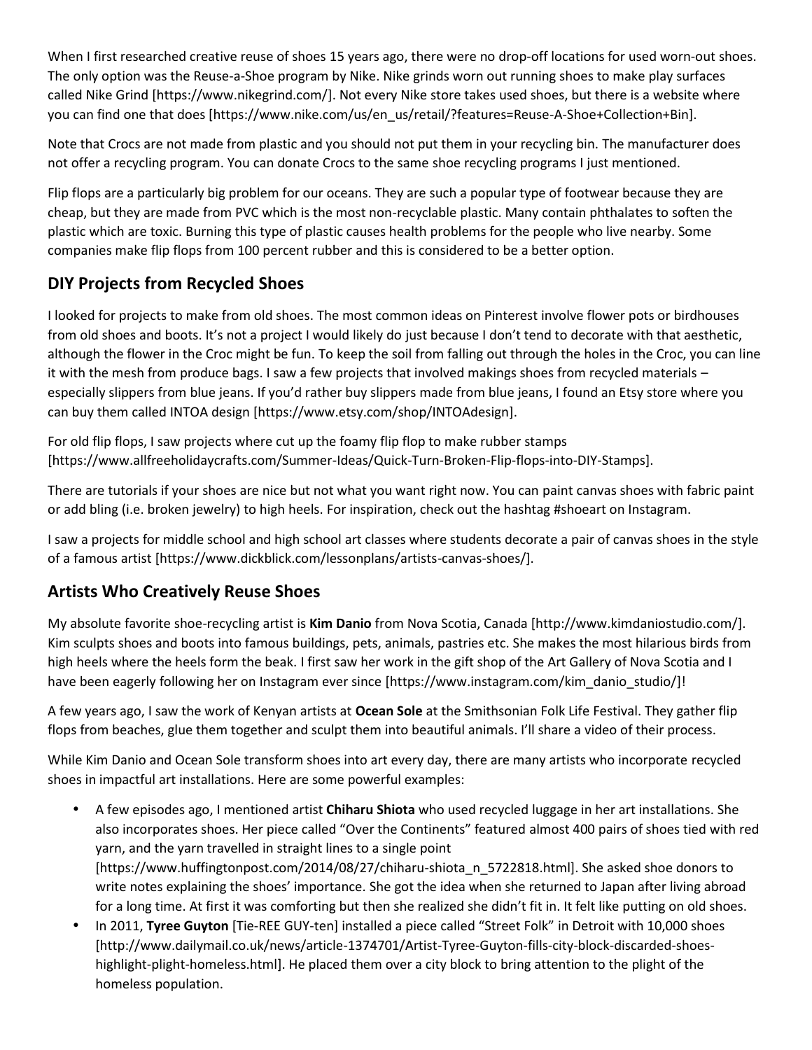When I first researched creative reuse of shoes 15 years ago, there were no drop-off locations for used worn-out shoes. The only option was the Reuse-a-Shoe program by Nike. Nike grinds worn out running shoes to make play surfaces called Nike Grind [https://www.nikegrind.com/]. Not every Nike store takes used shoes, but there is a website where you can find one that does [https://www.nike.com/us/en_us/retail/?features=Reuse-A-Shoe+Collection+Bin].

Note that Crocs are not made from plastic and you should not put them in your recycling bin. The manufacturer does not offer a recycling program. You can donate Crocs to the same shoe recycling programs I just mentioned.

Flip flops are a particularly big problem for our oceans. They are such a popular type of footwear because they are cheap, but they are made from PVC which is the most non-recyclable plastic. Many contain phthalates to soften the plastic which are toxic. Burning this type of plastic causes health problems for the people who live nearby. Some companies make flip flops from 100 percent rubber and this is considered to be a better option.

## DIY Projects from Recycled Shoes

I looked for projects to make from old shoes. The most common ideas on Pinterest involve flower pots or birdhouses from old shoes and boots. It's not a project I would likely do just because I don't tend to decorate with that aesthetic, although the flower in the Croc might be fun. To keep the soil from falling out through the holes in the Croc, you can line it with the mesh from produce bags. I saw a few projects that involved makings shoes from recycled materials – especially slippers from blue jeans. If you'd rather buy slippers made from blue jeans, I found an Etsy store where you can buy them called INTOA design [https://www.etsy.com/shop/INTOAdesign].

For old flip flops, I saw projects where cut up the foamy flip flop to make rubber stamps [https://www.allfreeholidaycrafts.com/Summer-Ideas/Quick-Turn-Broken-Flip-flops-into-DIY-Stamps].

There are tutorials if your shoes are nice but not what you want right now. You can paint canvas shoes with fabric paint or add bling (i.e. broken jewelry) to high heels. For inspiration, check out the hashtag #shoeart on Instagram.

I saw a projects for middle school and high school art classes where students decorate a pair of canvas shoes in the style of a famous artist [https://www.dickblick.com/lessonplans/artists-canvas-shoes/].

## Artists Who Creatively Reuse Shoes

My absolute favorite shoe-recycling artist is **Kim Danio** from Nova Scotia, Canada [http://www.kimdaniostudio.com/]. Kim sculpts shoes and boots into famous buildings, pets, animals, pastries etc. She makes the most hilarious birds from high heels where the heels form the beak. I first saw her work in the gift shop of the Art Gallery of Nova Scotia and I have been eagerly following her on Instagram ever since [https://www.instagram.com/kim_danio_studio/]!

A few years ago, I saw the work of Kenyan artists at **Ocean Sole** at the Smithsonian Folk Life Festival. They gather flip flops from beaches, glue them together and sculpt them into beautiful animals. I'll share a video of their process.

While Kim Danio and Ocean Sole transform shoes into art every day, there are many artists who incorporate recycled shoes in impactful art installations. Here are some powerful examples:

- A few episodes ago, I mentioned artist **Chiharu Shiota** who used recycled luggage in her art installations. She also incorporates shoes. Her piece called "Over the Continents" featured almost 400 pairs of shoes tied with red yarn, and the yarn travelled in straight lines to a single point [https://www.huffingtonpost.com/2014/08/27/chiharu-shiota_n_5722818.html]. She asked shoe donors to write notes explaining the shoes' importance. She got the idea when she returned to Japan after living abroad for a long time. At first it was comforting but then she realized she didn't fit in. It felt like putting on old shoes.
- In 2011, **Tyree Guyton** [Tie-REE GUY-ten] installed a piece called "Street Folk" in Detroit with 10,000 shoes [http://www.dailymail.co.uk/news/article-1374701/Artist-Tyree-Guyton-fills-city-block-discarded-shoes-highlight-plight-homeless.html]. He placed them over a city block to bring attention to the plight of the homeless population.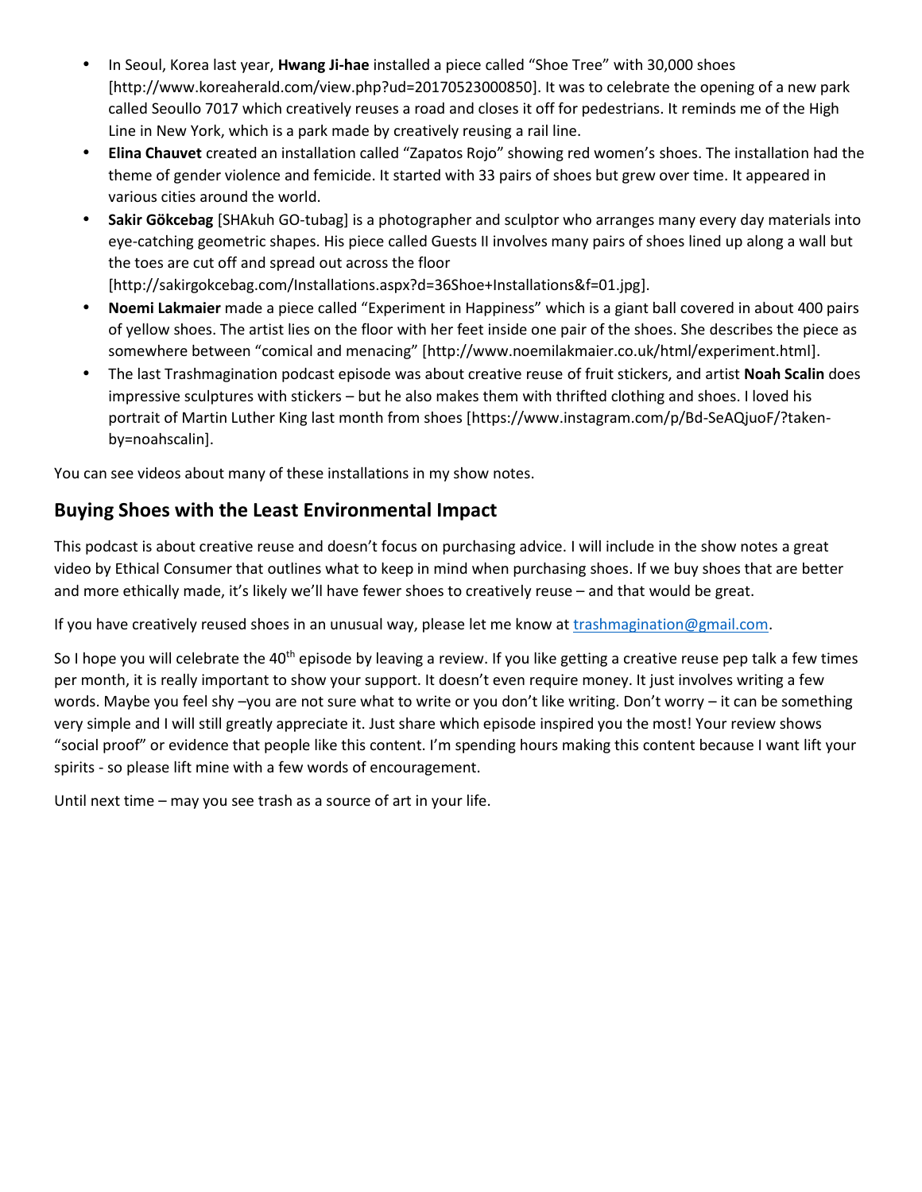- In Seoul, Korea last year, **Hwang Ji-hae** installed a piece called "Shoe Tree" with 30,000 shoes [http://www.koreaherald.com/view.php?ud=20170523000850]. It was to celebrate the opening of a new park called Seoullo 7017 which creatively reuses a road and closes it off for pedestrians. It reminds me of the High Line in New York, which is a park made by creatively reusing a rail line.
- **Elina Chauvet** created an installation called "Zapatos Rojo" showing red women's shoes. The installation had the theme of gender violence and femicide. It started with 33 pairs of shoes but grew over time. It appeared in various cities around the world.
- **Sakir Gökcebag** [SHAkuh GO-tubag] is a photographer and sculptor who arranges many every day materials into eye-catching geometric shapes. His piece called Guests II involves many pairs of shoes lined up along a wall but the toes are cut off and spread out across the floor [http://sakirgokcebag.com/Installations.aspx?d=36Shoe+Installations&f=01.jpg].
- **Noemi Lakmaier** made a piece called "Experiment in Happiness" which is a giant ball covered in about 400 pairs of yellow shoes. The artist lies on the floor with her feet inside one pair of the shoes. She describes the piece as somewhere between "comical and menacing" [http://www.noemilakmaier.co.uk/html/experiment.html].
- The last Trashmagination podcast episode was about creative reuse of fruit stickers, and artist **Noah Scalin** does impressive sculptures with stickers – but he also makes them with thrifted clothing and shoes. I loved his portrait of Martin Luther King last month from shoes [https://www.instagram.com/p/Bd-SeAQjuoF/?taken-by=noahscalin].

You can see videos about many of these installations in my show notes.

## Buying Shoes with the Least Environmental Impact

This podcast is about creative reuse and doesn't focus on purchasing advice. I will include in the show notes a great video by Ethical Consumer that outlines what to keep in mind when purchasing shoes. If we buy shoes that are better and more ethically made, it's likely we'll have fewer shoes to creatively reuse – and that would be great.

If you have creatively reused shoes in an unusual way, please let me know at trashmagination@gmail.com.

So I hope you will celebrate the 40th episode by leaving a review. If you like getting a creative reuse pep talk a few times per month, it is really important to show your support. It doesn't even require money. It just involves writing a few words. Maybe you feel shy –you are not sure what to write or you don't like writing. Don't worry – it can be something very simple and I will still greatly appreciate it. Just share which episode inspired you the most! Your review shows "social proof" or evidence that people like this content. I'm spending hours making this content because I want lift your spirits - so please lift mine with a few words of encouragement.

Until next time – may you see trash as a source of art in your life.